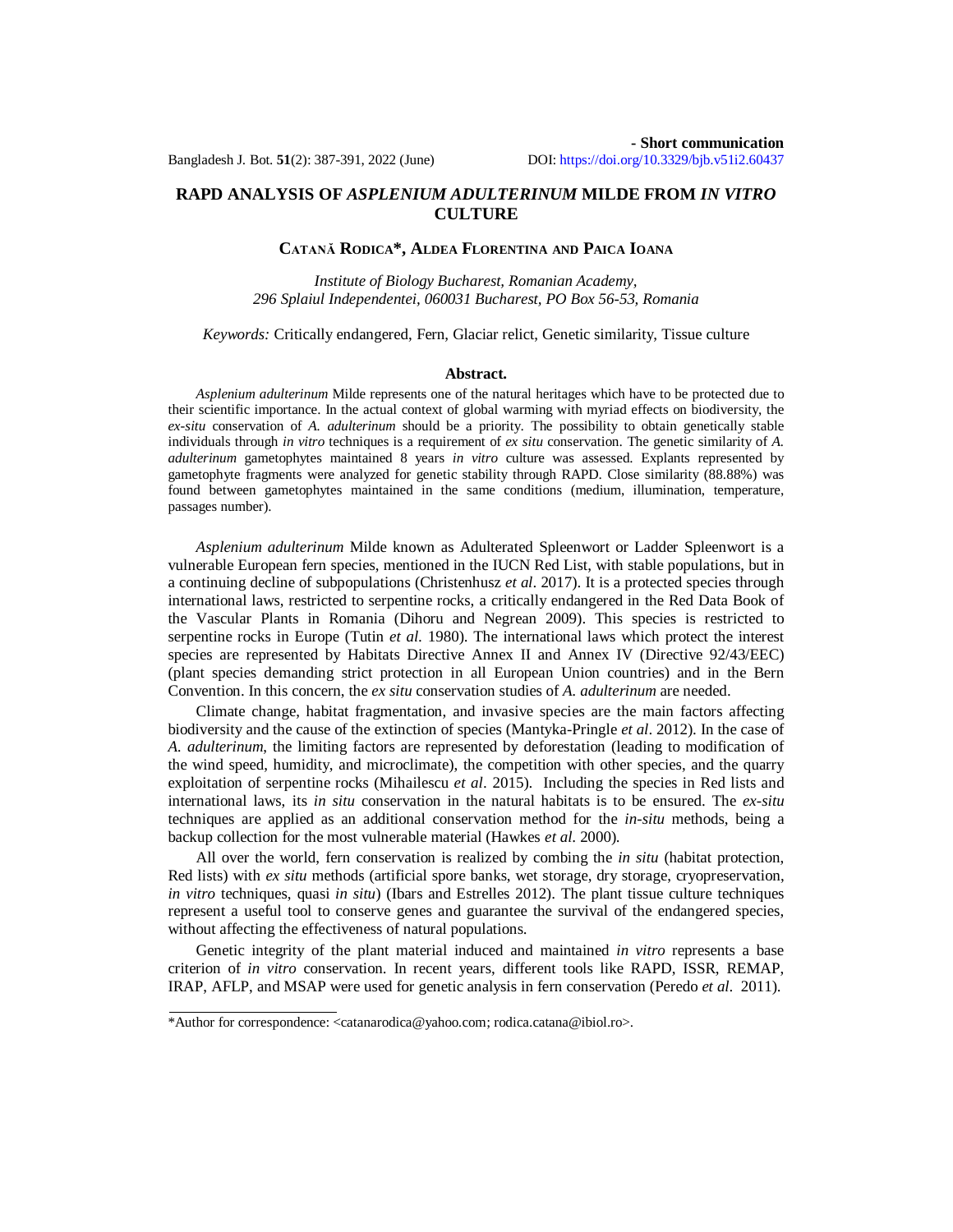**- Short communication**

DOI: https://doi.org/10.3329/bjb.v51i2.60437

# RAPD ANALYSIS OF *ASPLENIUM ADULTERINUM* MILDE FROM *IN VITRO* CULTURE

**Catană Rodica*, Aldea Florentina and Paica Ioana**

*Institute of Biology Bucharest, Romanian Academy, 296 Splaiul Independentei, 060031 Bucharest, PO Box 56-53, Romania*

*Keywords:* Critically endangered, Fern, Glaciar relict, Genetic similarity, Tissue culture

## Abstract.

*Asplenium adulterinum* Milde represents one of the natural heritages which have to be protected due to their scientific importance. In the actual context of global warming with myriad effects on biodiversity, the *ex-situ* conservation of *A. adulterinum* should be a priority. The possibility to obtain genetically stable individuals through *in vitro* techniques is a requirement of *ex situ* conservation. The genetic similarity of *A. adulterinum* gametophytes maintained 8 years *in vitro* culture was assessed. Explants represented by gametophyte fragments were analyzed for genetic stability through RAPD. Close similarity (88.88%) was found between gametophytes maintained in the same conditions (medium, illumination, temperature, passages number).

*Asplenium adulterinum* Milde known as Adulterated Spleenwort or Ladder Spleenwort is a vulnerable European fern species, mentioned in the IUCN Red List, with stable populations, but in a continuing decline of subpopulations (Christenhusz *et al*. 2017). It is a protected species through international laws, restricted to serpentine rocks, a critically endangered in the Red Data Book of the Vascular Plants in Romania (Dihoru and Negrean 2009). This species is restricted to serpentine rocks in Europe (Tutin *et al.* 1980). The international laws which protect the interest species are represented by Habitats Directive Annex II and Annex IV (Directive 92/43/EEC) (plant species demanding strict protection in all European Union countries) and in the Bern Convention. In this concern, the *ex situ* conservation studies of *A. adulterinum* are needed.

Climate change, habitat fragmentation, and invasive species are the main factors affecting biodiversity and the cause of the extinction of species (Mantyka-Pringle *et al*. 2012). In the case of *A. adulterinum,* the limiting factors are represented by deforestation (leading to modification of the wind speed, humidity, and microclimate), the competition with other species, and the quarry exploitation of serpentine rocks (Mihailescu *et al*. 2015). Including the species in Red lists and international laws, its *in situ* conservation in the natural habitats is to be ensured. The *ex-situ* techniques are applied as an additional conservation method for the *in-situ* methods, being a backup collection for the most vulnerable material (Hawkes *et al.* 2000).

All over the world, fern conservation is realized by combing the *in situ* (habitat protection, Red lists) with *ex situ* methods (artificial spore banks, wet storage, dry storage, cryopreservation, *in vitro* techniques, quasi *in situ*) (Ibars and Estrelles 2012). The plant tissue culture techniques represent a useful tool to conserve genes and guarantee the survival of the endangered species, without affecting the effectiveness of natural populations.

Genetic integrity of the plant material induced and maintained *in vitro* represents a base criterion of *in vitro* conservation. In recent years, different tools like RAPD, ISSR, REMAP, IRAP, AFLP, and MSAP were used for genetic analysis in fern conservation (Peredo *et al*. 2011).

*Author for correspondence: <catanarodica@yahoo.com; rodica.catana@ibiol.ro>.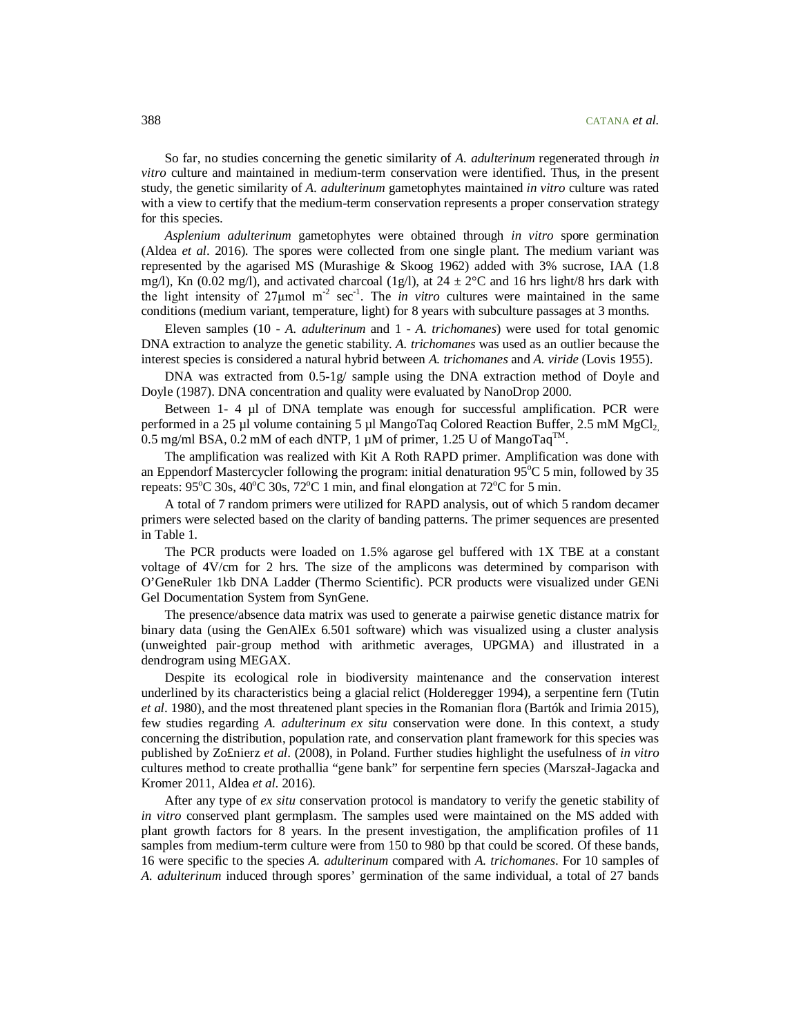So far, no studies concerning the genetic similarity of *A. adulterinum* regenerated through *in vitro* culture and maintained in medium-term conservation were identified. Thus, in the present study, the genetic similarity of *A. adulterinum* gametophytes maintained *in vitro* culture was rated with a view to certify that the medium-term conservation represents a proper conservation strategy for this species.

*Asplenium adulterinum* gametophytes were obtained through *in vitro* spore germination (Aldea *et al*. 2016). The spores were collected from one single plant. The medium variant was represented by the agarised MS (Murashige & Skoog 1962) added with 3% sucrose, IAA (1.8 mg/l), Kn (0.02 mg/l), and activated charcoal (1g/l), at 24 ± 2°C and 16 hrs light/8 hrs dark with the light intensity of 27µmol $m^{-2}$ $sec^{-1}$. The *in vitro* cultures were maintained in the same conditions (medium variant, temperature, light) for 8 years with subculture passages at 3 months.

Eleven samples (10 - *A. adulterinum* and 1 - *A. trichomanes*) were used for total genomic DNA extraction to analyze the genetic stability. *A. trichomanes* was used as an outlier because the interest species is considered a natural hybrid between *A. trichomanes* and *A. viride* (Lovis 1955).

DNA was extracted from 0.5-1g/ sample using the DNA extraction method of Doyle and Doyle (1987). DNA concentration and quality were evaluated by NanoDrop 2000.

Between 1- 4 µl of DNA template was enough for successful amplification. PCR were performed in a 25 µl volume containing 5 µl MangoTaq Colored Reaction Buffer, 2.5 mM $MgCl_2$, 0.5 mg/ml BSA, 0.2 mM of each dNTP, 1 µM of primer, 1.25 U of MangoTaq$^{TM}$.

The amplification was realized with Kit A Roth RAPD primer. Amplification was done with an Eppendorf Mastercycler following the program: initial denaturation 95°C 5 min, followed by 35 repeats: 95°C 30s, 40°C 30s, 72°C 1 min, and final elongation at 72°C for 5 min.

A total of 7 random primers were utilized for RAPD analysis, out of which 5 random decamer primers were selected based on the clarity of banding patterns. The primer sequences are presented in Table 1.

The PCR products were loaded on 1.5% agarose gel buffered with 1X TBE at a constant voltage of 4V/cm for 2 hrs. The size of the amplicons was determined by comparison with O'GeneRuler 1kb DNA Ladder (Thermo Scientific). PCR products were visualized under GENi Gel Documentation System from SynGene.

The presence/absence data matrix was used to generate a pairwise genetic distance matrix for binary data (using the GenAlEx 6.501 software) which was visualized using a cluster analysis (unweighted pair-group method with arithmetic averages, UPGMA) and illustrated in a dendrogram using MEGAX.

Despite its ecological role in biodiversity maintenance and the conservation interest underlined by its characteristics being a glacial relict (Holderegger 1994), a serpentine fern (Tutin *et al*. 1980), and the most threatened plant species in the Romanian flora (Bartók and Irimia 2015), few studies regarding *A. adulterinum ex situ* conservation were done. In this context, a study concerning the distribution, population rate, and conservation plant framework for this species was published by Zo£nierz *et al*. (2008), in Poland. Further studies highlight the usefulness of *in vitro* cultures method to create prothallia "gene bank" for serpentine fern species (Marszał-Jagacka and Kromer 2011, Aldea *et al*. 2016).

After any type of *ex situ* conservation protocol is mandatory to verify the genetic stability of *in vitro* conserved plant germplasm. The samples used were maintained on the MS added with plant growth factors for 8 years. In the present investigation, the amplification profiles of 11 samples from medium-term culture were from 150 to 980 bp that could be scored. Of these bands, 16 were specific to the species *A. adulterinum* compared with *A. trichomanes*. For 10 samples of *A. adulterinum* induced through spores' germination of the same individual, a total of 27 bands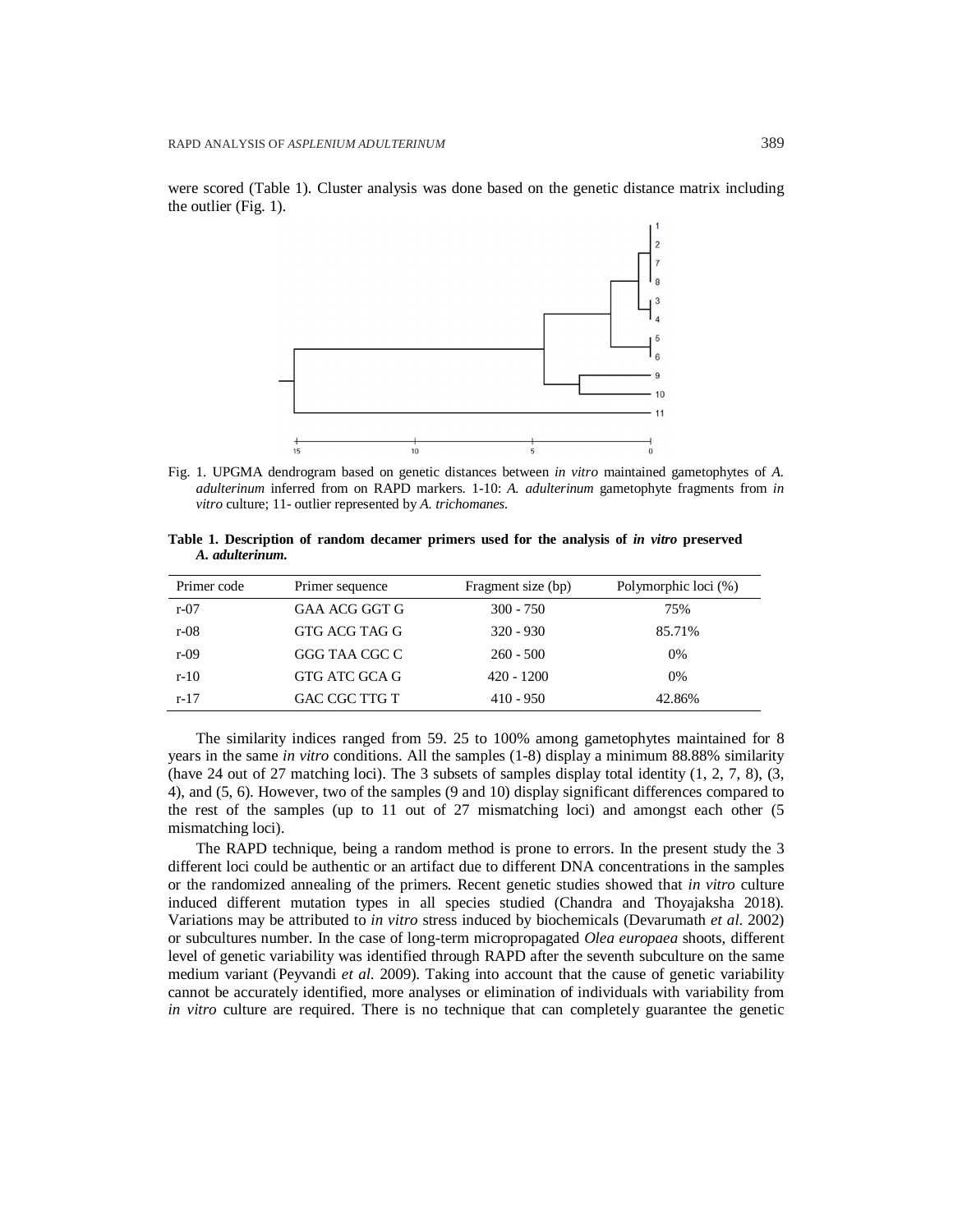were scored (Table 1). Cluster analysis was done based on the genetic distance matrix including the outlier (Fig. 1).

Fig. 1. UPGMA dendrogram based on genetic distances between *in vitro* maintained gametophytes of *A. adulterinum* inferred from on RAPD markers. 1-10: *A. adulterinum* gametophyte fragments from *in vitro* culture; 11- outlier represented by *A. trichomanes.*

**Table 1. Description of random decamer primers used for the analysis of *in vitro* preserved *A. adulterinum.***

| Primer code | Primer sequence | Fragment size (bp) | Polymorphic loci (%) |
|---|---|---|---|
| r-07 | GAA ACG GGT G | 300 - 750 | 75% |
| r-08 | GTG ACG TAG G | 320 - 930 | 85.71% |
| r-09 | GGG TAA CGC C | 260 - 500 | 0% |
| r-10 | GTG ATC GCA G | 420 - 1200 | 0% |
| r-17 | GAC CGC TTG T | 410 - 950 | 42.86% |

The similarity indices ranged from 59. 25 to 100% among gametophytes maintained for 8 years in the same *in vitro* conditions. All the samples (1-8) display a minimum 88.88% similarity (have 24 out of 27 matching loci). The 3 subsets of samples display total identity (1, 2, 7, 8), (3, 4), and (5, 6). However, two of the samples (9 and 10) display significant differences compared to the rest of the samples (up to 11 out of 27 mismatching loci) and amongst each other (5 mismatching loci).

The RAPD technique, being a random method is prone to errors. In the present study the 3 different loci could be authentic or an artifact due to different DNA concentrations in the samples or the randomized annealing of the primers. Recent genetic studies showed that *in vitro* culture induced different mutation types in all species studied (Chandra and Thoyajaksha 2018). Variations may be attributed to *in vitro* stress induced by biochemicals (Devarumath *et al.* 2002) or subcultures number. In the case of long-term micropropagated *Olea europaea* shoots, different level of genetic variability was identified through RAPD after the seventh subculture on the same medium variant (Peyvandi *et al.* 2009). Taking into account that the cause of genetic variability cannot be accurately identified, more analyses or elimination of individuals with variability from *in vitro* culture are required. There is no technique that can completely guarantee the genetic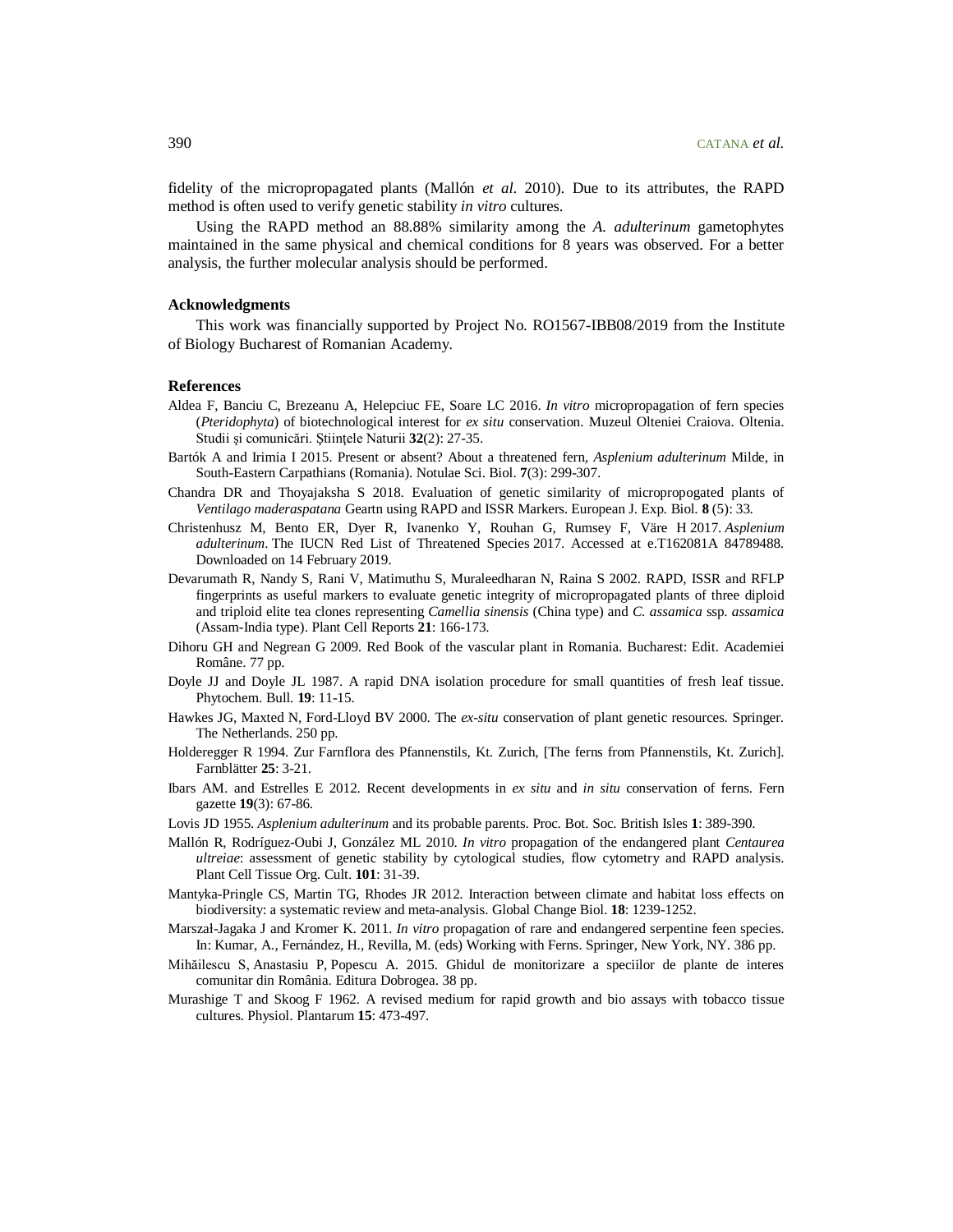fidelity of the micropropagated plants (Mallón *et al.* 2010). Due to its attributes, the RAPD method is often used to verify genetic stability *in vitro* cultures.

Using the RAPD method an 88.88% similarity among the *A. adulterinum* gametophytes maintained in the same physical and chemical conditions for 8 years was observed. For a better analysis, the further molecular analysis should be performed.

### Acknowledgments

This work was financially supported by Project No. RO1567-IBB08/2019 from the Institute of Biology Bucharest of Romanian Academy.

### References

Aldea F, Banciu C, Brezeanu A, Helepciuc FE, Soare LC 2016. *In vitro* micropropagation of fern species (*Pteridophyta*) of biotechnological interest for *ex situ* conservation. Muzeul Olteniei Craiova. Oltenia. Studii şi comunicări. Ştiinţele Naturii **32**(2): 27-35.

Bartók A and Irimia I 2015. Present or absent? About a threatened fern, *Asplenium adulterinum* Milde, in South-Eastern Carpathians (Romania). Notulae Sci. Biol. **7**(3): 299-307.

Chandra DR and Thoyajaksha S 2018. Evaluation of genetic similarity of micropropogated plants of *Ventilago maderaspatana* Geartn using RAPD and ISSR Markers. European J. Exp. Biol. **8** (5): 33.

Christenhusz M, Bento ER, Dyer R, Ivanenko Y, Rouhan G, Rumsey F, Väre H 2017. *Asplenium adulterinum*. The IUCN Red List of Threatened Species 2017. Accessed at e.T162081A 84789488. Downloaded on 14 February 2019.

Devarumath R, Nandy S, Rani V, Matimuthu S, Muraleedharan N, Raina S 2002. RAPD, ISSR and RFLP fingerprints as useful markers to evaluate genetic integrity of micropropagated plants of three diploid and triploid elite tea clones representing *Camellia sinensis* (China type) and *C. assamica* ssp. *assamica* (Assam-India type). Plant Cell Reports **21**: 166-173.

Dihoru GH and Negrean G 2009. Red Book of the vascular plant in Romania. Bucharest: Edit. Academiei Române. 77 pp.

Doyle JJ and Doyle JL 1987. A rapid DNA isolation procedure for small quantities of fresh leaf tissue. Phytochem. Bull. **19**: 11-15.

Hawkes JG, Maxted N, Ford-Lloyd BV 2000. The *ex-situ* conservation of plant genetic resources. Springer. The Netherlands. 250 pp.

Holderegger R 1994. Zur Farnflora des Pfannenstils, Kt. Zurich, [The ferns from Pfannenstils, Kt. Zurich]. Farnblätter **25**: 3-21.

Ibars AM. and Estrelles E 2012. Recent developments in *ex situ* and *in situ* conservation of ferns. Fern gazette **19**(3): 67-86.

Lovis JD 1955. *Asplenium adulterinum* and its probable parents. Proc. Bot. Soc. British Isles **1**: 389-390.

Mallón R, Rodríguez-Oubi J, González ML 2010. *In vitro* propagation of the endangered plant *Centaurea ultreiae*: assessment of genetic stability by cytological studies, flow cytometry and RAPD analysis. Plant Cell Tissue Org. Cult. **101**: 31-39.

Mantyka-Pringle CS, Martin TG, Rhodes JR 2012. Interaction between climate and habitat loss effects on biodiversity: a systematic review and meta-analysis. Global Change Biol. **18**: 1239-1252.

Marszał-Jagaka J and Kromer K. 2011. *In vitro* propagation of rare and endangered serpentine feen species. In: Kumar, A., Fernández, H., Revilla, M. (eds) Working with Ferns. Springer, New York, NY. 386 pp.

Mihăilescu S, Anastasiu P, Popescu A. 2015. Ghidul de monitorizare a speciilor de plante de interes comunitar din România. Editura Dobrogea. 38 pp.

Murashige T and Skoog F 1962. A revised medium for rapid growth and bio assays with tobacco tissue cultures. Physiol. Plantarum **15**: 473-497.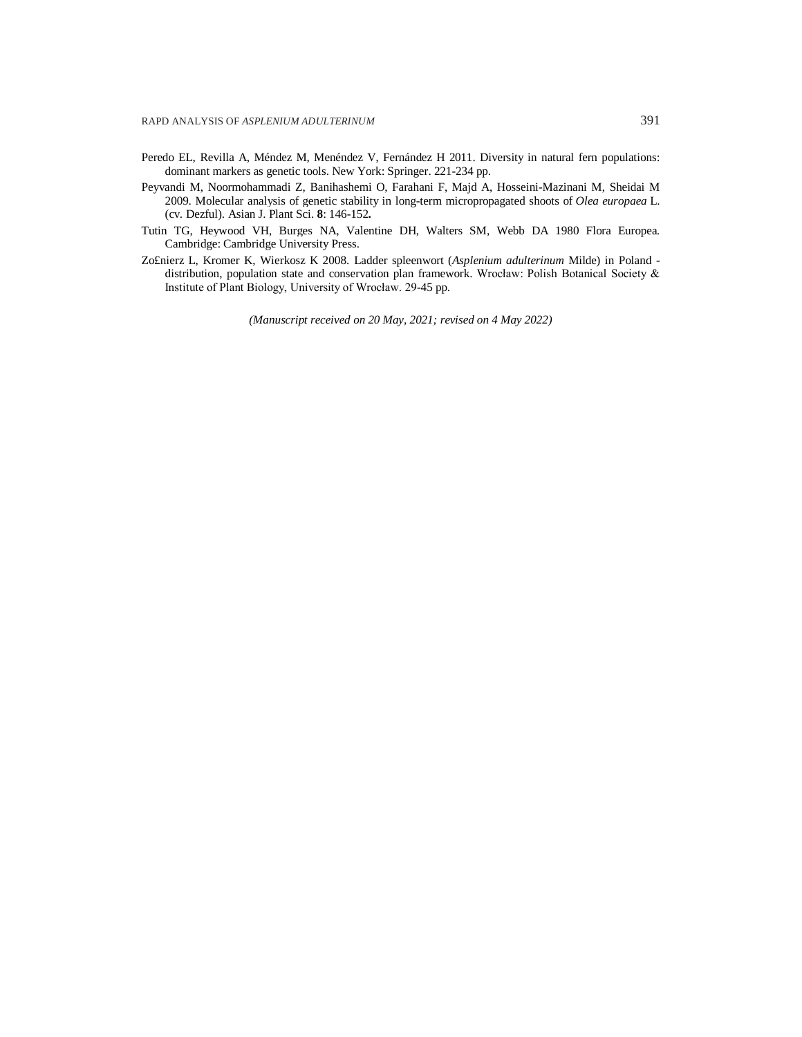Peredo EL, Revilla A, Méndez M, Menéndez V, Fernández H 2011. Diversity in natural fern populations: dominant markers as genetic tools. New York: Springer. 221-234 pp.

Peyvandi M, Noormohammadi Z, Banihashemi O, Farahani F, Majd A, Hosseini-Mazinani M, Sheidai M 2009. Molecular analysis of genetic stability in long-term micropropagated shoots of *Olea europaea* L. (cv. Dezful). Asian J. Plant Sci. **8**: 146-152**.**

Tutin TG, Heywood VH, Burges NA, Valentine DH, Walters SM, Webb DA 1980 Flora Europea. Cambridge: Cambridge University Press.

Zo£nierz L, Kromer K, Wierkosz K 2008. Ladder spleenwort (*Asplenium adulterinum* Milde) in Poland - distribution, population state and conservation plan framework. Wrocław: Polish Botanical Society & Institute of Plant Biology, University of Wrocław. 29-45 pp.

*(Manuscript received on 20 May, 2021; revised on 4 May 2022)*